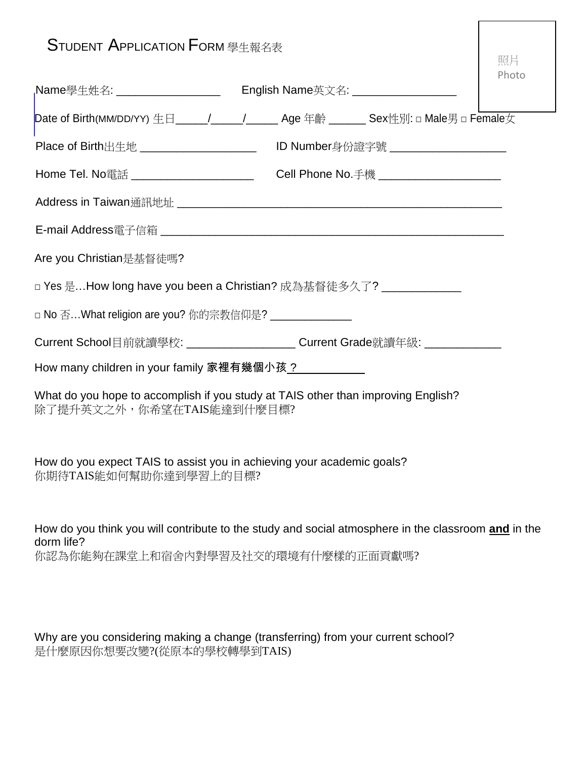# STUDENT APPLICATION FORM 學生報名表

照片
Photo

Name學生姓名: ________________ English Name英文名: ________________

Date of Birth(MM/DD/YY) 生日_____/_____/_____ Age 年齡 ______ Sex性別: □ Male男 □ Female女

Place of Birth出生地 __________________ ID Number身份證字號 __________________

Home Tel. No電話 ___________________ Cell Phone No.手機 ___________________

Address in Taiwan通訊地址 ___________________________________________________

E-mail Address電子信箱 ______________________________________________________

Are you Christian是基督徒嗎?

□ Yes 是…How long have you been a Christian? 成為基督徒多久了? ____________

□ No 否…What religion are you? 你的宗教信仰是? _____________

Current School目前就讀學校: _________________ Current Grade就讀年級: ____________

How many children in your family **家裡有幾個小孩？** ___________

What do you hope to accomplish if you study at TAIS other than improving English?
除了提升英文之外，你希望在TAIS能達到什麼目標?

How do you expect TAIS to assist you in achieving your academic goals?
你期待TAIS能如何幫助你達到學習上的目標?

How do you think you will contribute to the study and social atmosphere in the classroom **and** in the dorm life?
你認為你能夠在課堂上和宿舍內對學習及社交的環境有什麼樣的正面貢獻嗎?

Why are you considering making a change (transferring) from your current school?
是什麼原因你想要改變?(從原本的學校轉學到TAIS)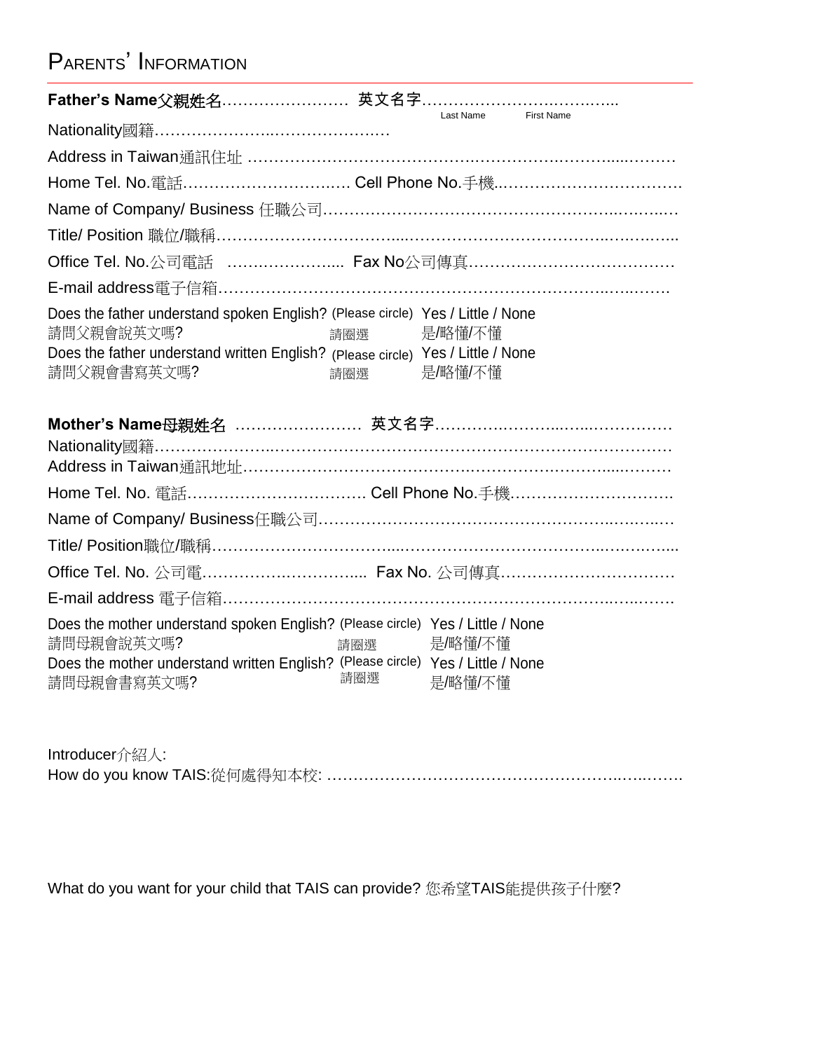## Parents' Information

**Father's Name父親姓名**…………………… 英文名字……………………………….…..

Last Name First Name

Nationality國籍……………………..…………………

Address in Taiwan通訊住址 ……………………………………….………………….…....………

Home Tel. No.電話……………………….….. Cell Phone No.手機..……………….…….……….

Name of Company/ Business 任職公司…………………………………………….….……..…

Title/ Position 職位/職稱……………………….....………………………………..…….……..

Office Tel. No.公司電話 ………………….... Fax No公司傳真…………………………………

E-mail address電子信箱……………………………………………………………….…..………

Does the father understand spoken English? (Please circle) Yes / Little / None
請問父親會說英文嗎? 請圈選 是/略懂/不懂

Does the father understand written English? (Please circle) Yes / Little / None
請問父親會書寫英文嗎? 請圈選 是/略懂/不懂

**Mother's Name母親姓名** …………………… 英文名字………….……….…..……………

Nationality國籍…………………..………………………………………………………………

Address in Taiwan通訊地址…………………………….……………….……………....………

Home Tel. No. 電話……………………………. Cell Phone No.手機………………………….

Name of Company/ Business任職公司…………………………………………….….…..…

Title/ Position職位/職稱……………………….....………………………………..…….……...

Office Tel. No. 公司電…………….………….... Fax No. 公司傳真……………………………

E-mail address 電子信箱……………………………………………………………….…..…….

Does the mother understand spoken English? (Please circle) Yes / Little / None
請問母親會說英文嗎? 請圈選 是/略懂/不懂

Does the mother understand written English? (Please circle) Yes / Little / None
請問母親會書寫英文嗎? 請圈選 是/略懂/不懂

Introducer介紹人:

How do you know TAIS:從何處得知本校: …………………………………………….…..……….

What do you want for your child that TAIS can provide? 您希望TAIS能提供孩子什麼?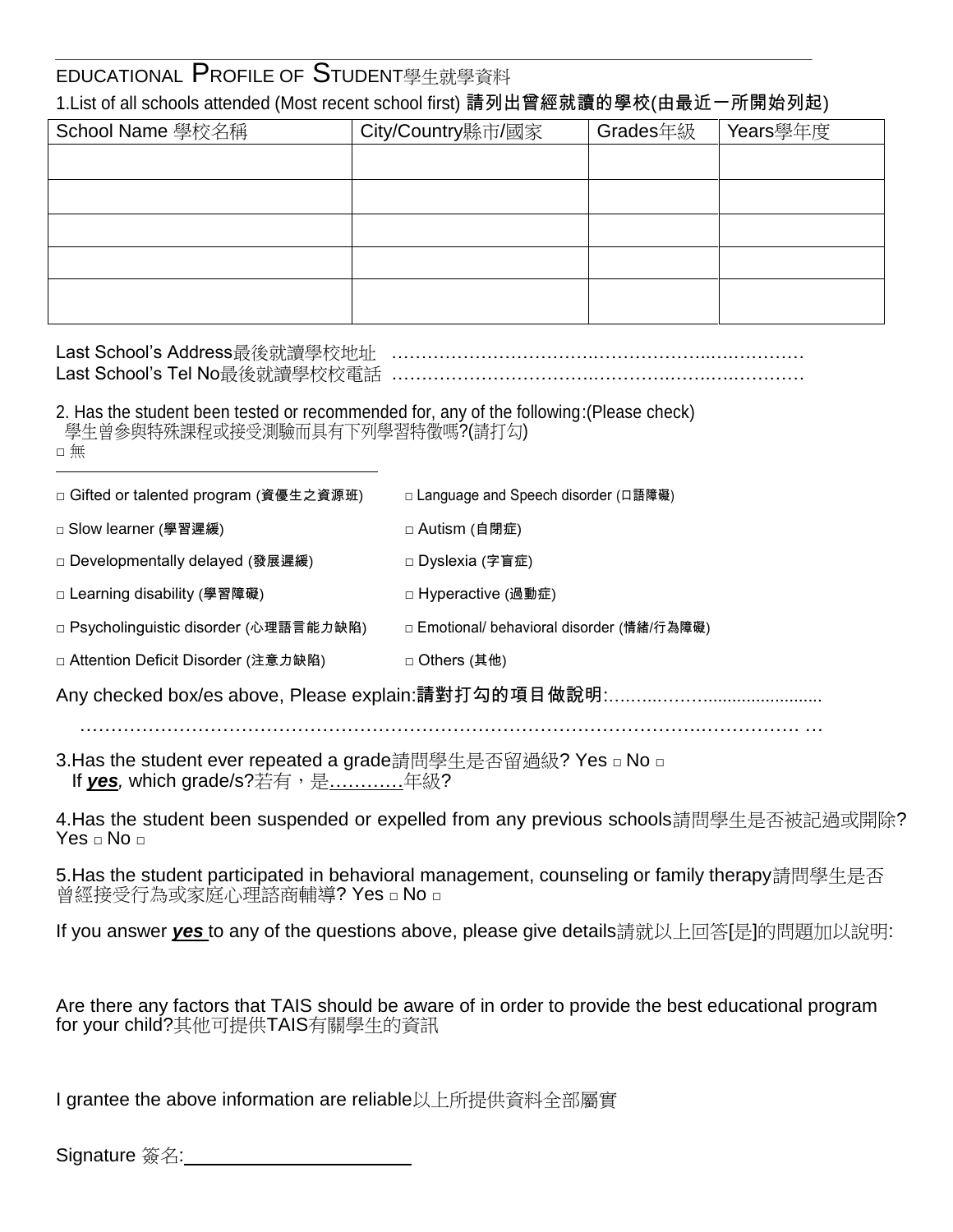## EDUCATIONAL PROFILE OF STUDENT學生就學資料

1.List of all schools attended (Most recent school first) **請列出曾經就讀的學校(由最近一所開始列起)**

| School Name 學校名稱 | City/Country縣市/國家 | Grades年級 | Years學年度 |
|---|---|---|---|
| | | | |
| | | | |
| | | | |
| | | | |
| | | | |

Last School's Address最後就讀學校地址 ……………………………………………………………

Last School's Tel No最後就讀學校校電話 ……………………………………………………………

2. Has the student been tested or recommended for, any of the following:(Please check)
學生曾參與特殊課程或接受測驗而具有下列學習特徵嗎?(請打勾)

□ 無

- □ Gifted or talented program (資優生之資源班)
- □ Slow learner (學習遲緩)
- □ Developmentally delayed (發展遲緩)
- □ Learning disability (學習障礙)
- □ Psycholinguistic disorder (心理語言能力缺陷)
- □ Attention Deficit Disorder (注意力缺陷)
- □ Language and Speech disorder (口語障礙)
- □ Autism (自閉症)
- □ Dyslexia (字盲症)
- □ Hyperactive (過動症)
- □ Emotional/ behavioral disorder (情緒/行為障礙)
- □ Others (其他)

Any checked box/es above, Please explain:**請對打勾的項目做說明**:………………………………

………………………………………………………………………………………………………

3.Has the student ever repeated a grade請問學生是否留過級? Yes □ No □
If ***yes***, which grade/s?若有，是…………年級?

4.Has the student been suspended or expelled from any previous schools請問學生是否被記過或開除? Yes □ No □

5.Has the student participated in behavioral management, counseling or family therapy請問學生是否曾經接受行為或家庭心理諮商輔導? Yes □ No □

If you answer ***yes*** to any of the questions above, please give details請就以上回答[是]的問題加以說明:

Are there any factors that TAIS should be aware of in order to provide the best educational program for your child?其他可提供TAIS有關學生的資訊

I grantee the above information are reliable以上所提供資料全部屬實

Signature 簽名:______________________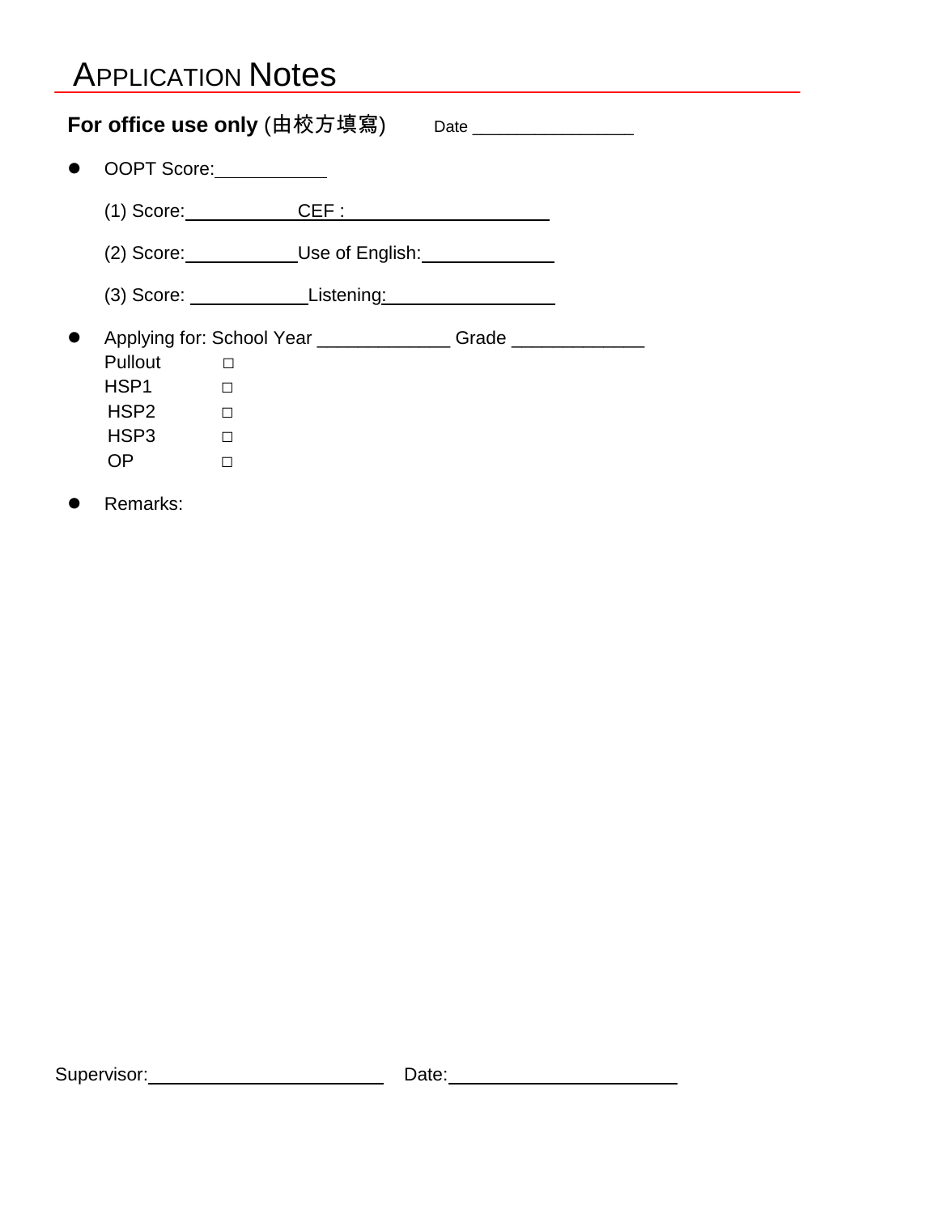# APPLICATION Notes

**For office use only** (由校方填寫)  Date ________________

- OOPT Score:___________

  (1) Score:___________ CEF : ____________________

  (2) Score:___________ Use of English:____________

  (3) Score: ___________ Listening:_______________

- Applying for: School Year _____________ Grade _____________

  Pullout □
  HSP1 □
  HSP2 □
  HSP3 □
  OP □

- Remarks:

Supervisor:______________________ Date:_____________________